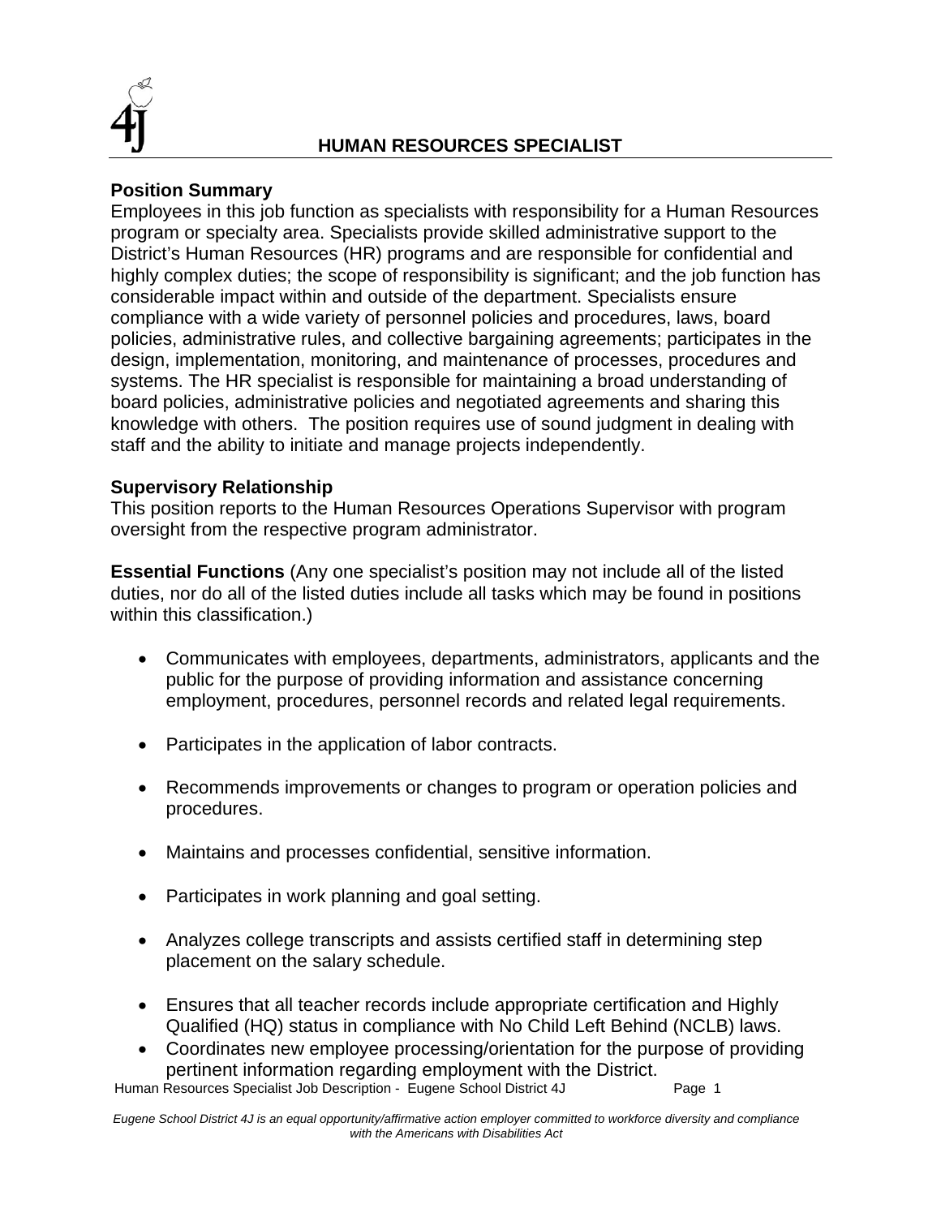# HUMAN RESOURCES SPECIALIST

**Position Summary**
Employees in this job function as specialists with responsibility for a Human Resources program or specialty area. Specialists provide skilled administrative support to the District's Human Resources (HR) programs and are responsible for confidential and highly complex duties; the scope of responsibility is significant; and the job function has considerable impact within and outside of the department. Specialists ensure compliance with a wide variety of personnel policies and procedures, laws, board policies, administrative rules, and collective bargaining agreements; participates in the design, implementation, monitoring, and maintenance of processes, procedures and systems. The HR specialist is responsible for maintaining a broad understanding of board policies, administrative policies and negotiated agreements and sharing this knowledge with others. The position requires use of sound judgment in dealing with staff and the ability to initiate and manage projects independently.

**Supervisory Relationship**
This position reports to the Human Resources Operations Supervisor with program oversight from the respective program administrator.

**Essential Functions** (Any one specialist's position may not include all of the listed duties, nor do all of the listed duties include all tasks which may be found in positions within this classification.)

- Communicates with employees, departments, administrators, applicants and the public for the purpose of providing information and assistance concerning employment, procedures, personnel records and related legal requirements.
- Participates in the application of labor contracts.
- Recommends improvements or changes to program or operation policies and procedures.
- Maintains and processes confidential, sensitive information.
- Participates in work planning and goal setting.
- Analyzes college transcripts and assists certified staff in determining step placement on the salary schedule.
- Ensures that all teacher records include appropriate certification and Highly Qualified (HQ) status in compliance with No Child Left Behind (NCLB) laws.
- Coordinates new employee processing/orientation for the purpose of providing pertinent information regarding employment with the District.

*Eugene School District 4J is an equal opportunity/affirmative action employer committed to workforce diversity and compliance with the Americans with Disabilities Act*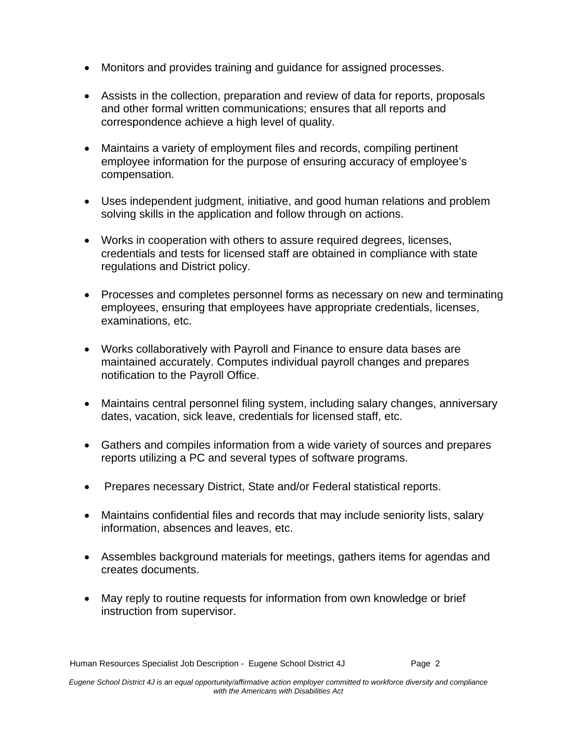- Monitors and provides training and guidance for assigned processes.

- Assists in the collection, preparation and review of data for reports, proposals and other formal written communications; ensures that all reports and correspondence achieve a high level of quality.

- Maintains a variety of employment files and records, compiling pertinent employee information for the purpose of ensuring accuracy of employee's compensation.

- Uses independent judgment, initiative, and good human relations and problem solving skills in the application and follow through on actions.

- Works in cooperation with others to assure required degrees, licenses, credentials and tests for licensed staff are obtained in compliance with state regulations and District policy.

- Processes and completes personnel forms as necessary on new and terminating employees, ensuring that employees have appropriate credentials, licenses, examinations, etc.

- Works collaboratively with Payroll and Finance to ensure data bases are maintained accurately. Computes individual payroll changes and prepares notification to the Payroll Office.

- Maintains central personnel filing system, including salary changes, anniversary dates, vacation, sick leave, credentials for licensed staff, etc.

- Gathers and compiles information from a wide variety of sources and prepares reports utilizing a PC and several types of software programs.

- Prepares necessary District, State and/or Federal statistical reports.

- Maintains confidential files and records that may include seniority lists, salary information, absences and leaves, etc.

- Assembles background materials for meetings, gathers items for agendas and creates documents.

- May reply to routine requests for information from own knowledge or brief instruction from supervisor.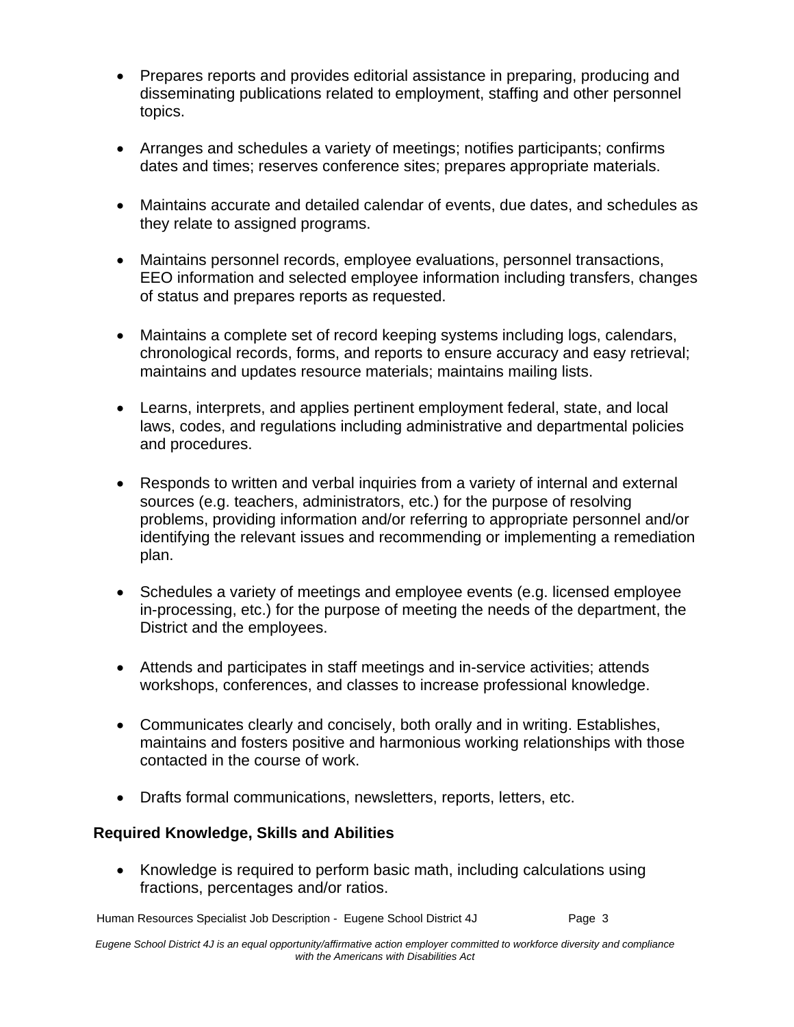- Prepares reports and provides editorial assistance in preparing, producing and disseminating publications related to employment, staffing and other personnel topics.

- Arranges and schedules a variety of meetings; notifies participants; confirms dates and times; reserves conference sites; prepares appropriate materials.

- Maintains accurate and detailed calendar of events, due dates, and schedules as they relate to assigned programs.

- Maintains personnel records, employee evaluations, personnel transactions, EEO information and selected employee information including transfers, changes of status and prepares reports as requested.

- Maintains a complete set of record keeping systems including logs, calendars, chronological records, forms, and reports to ensure accuracy and easy retrieval; maintains and updates resource materials; maintains mailing lists.

- Learns, interprets, and applies pertinent employment federal, state, and local laws, codes, and regulations including administrative and departmental policies and procedures.

- Responds to written and verbal inquiries from a variety of internal and external sources (e.g. teachers, administrators, etc.) for the purpose of resolving problems, providing information and/or referring to appropriate personnel and/or identifying the relevant issues and recommending or implementing a remediation plan.

- Schedules a variety of meetings and employee events (e.g. licensed employee in-processing, etc.) for the purpose of meeting the needs of the department, the District and the employees.

- Attends and participates in staff meetings and in-service activities; attends workshops, conferences, and classes to increase professional knowledge.

- Communicates clearly and concisely, both orally and in writing. Establishes, maintains and fosters positive and harmonious working relationships with those contacted in the course of work.

- Drafts formal communications, newsletters, reports, letters, etc.

## Required Knowledge, Skills and Abilities

- Knowledge is required to perform basic math, including calculations using fractions, percentages and/or ratios.

*Eugene School District 4J is an equal opportunity/affirmative action employer committed to workforce diversity and compliance with the Americans with Disabilities Act*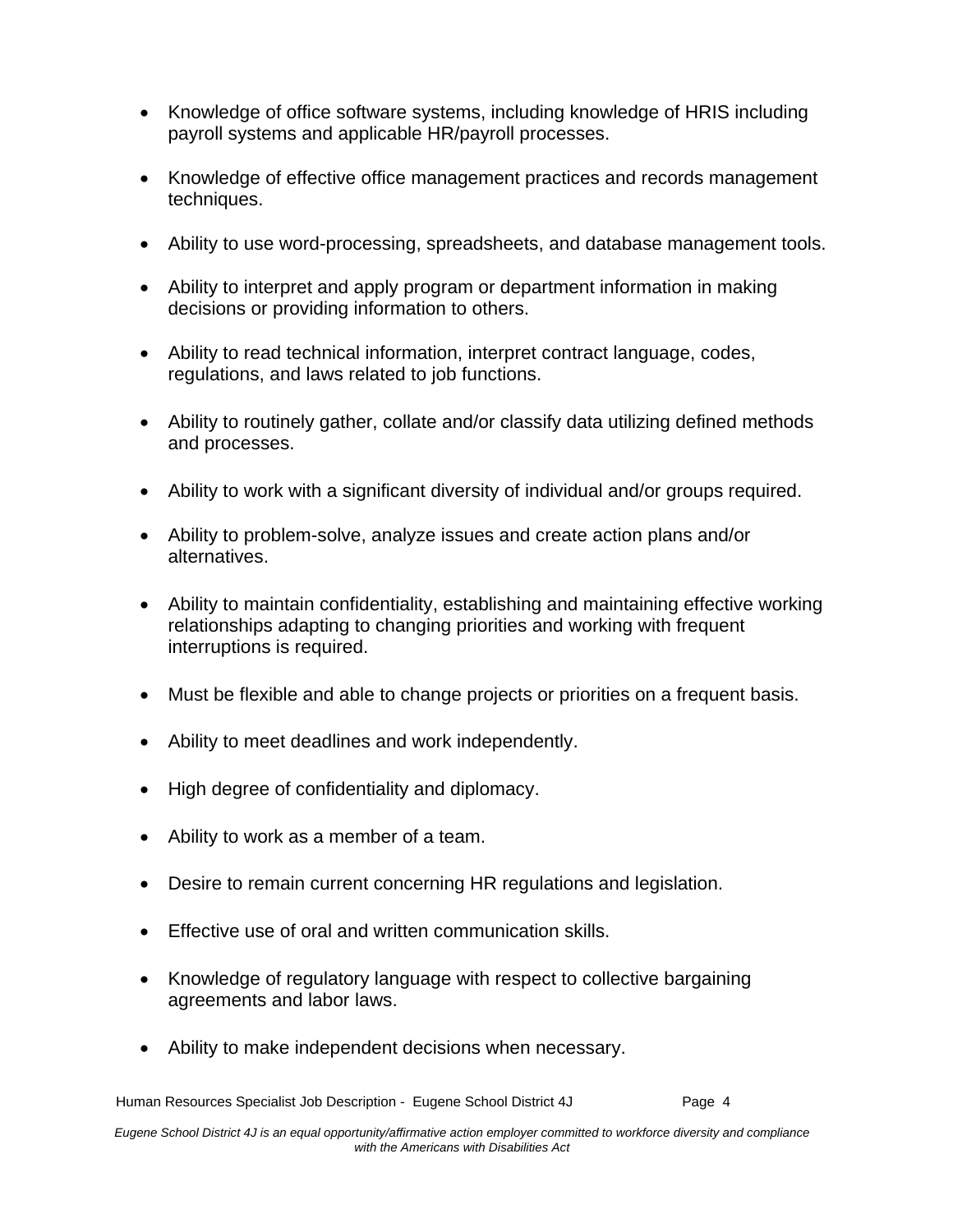- Knowledge of office software systems, including knowledge of HRIS including payroll systems and applicable HR/payroll processes.
- Knowledge of effective office management practices and records management techniques.
- Ability to use word-processing, spreadsheets, and database management tools.
- Ability to interpret and apply program or department information in making decisions or providing information to others.
- Ability to read technical information, interpret contract language, codes, regulations, and laws related to job functions.
- Ability to routinely gather, collate and/or classify data utilizing defined methods and processes.
- Ability to work with a significant diversity of individual and/or groups required.
- Ability to problem-solve, analyze issues and create action plans and/or alternatives.
- Ability to maintain confidentiality, establishing and maintaining effective working relationships adapting to changing priorities and working with frequent interruptions is required.
- Must be flexible and able to change projects or priorities on a frequent basis.
- Ability to meet deadlines and work independently.
- High degree of confidentiality and diplomacy.
- Ability to work as a member of a team.
- Desire to remain current concerning HR regulations and legislation.
- Effective use of oral and written communication skills.
- Knowledge of regulatory language with respect to collective bargaining agreements and labor laws.
- Ability to make independent decisions when necessary.

*Eugene School District 4J is an equal opportunity/affirmative action employer committed to workforce diversity and compliance with the Americans with Disabilities Act*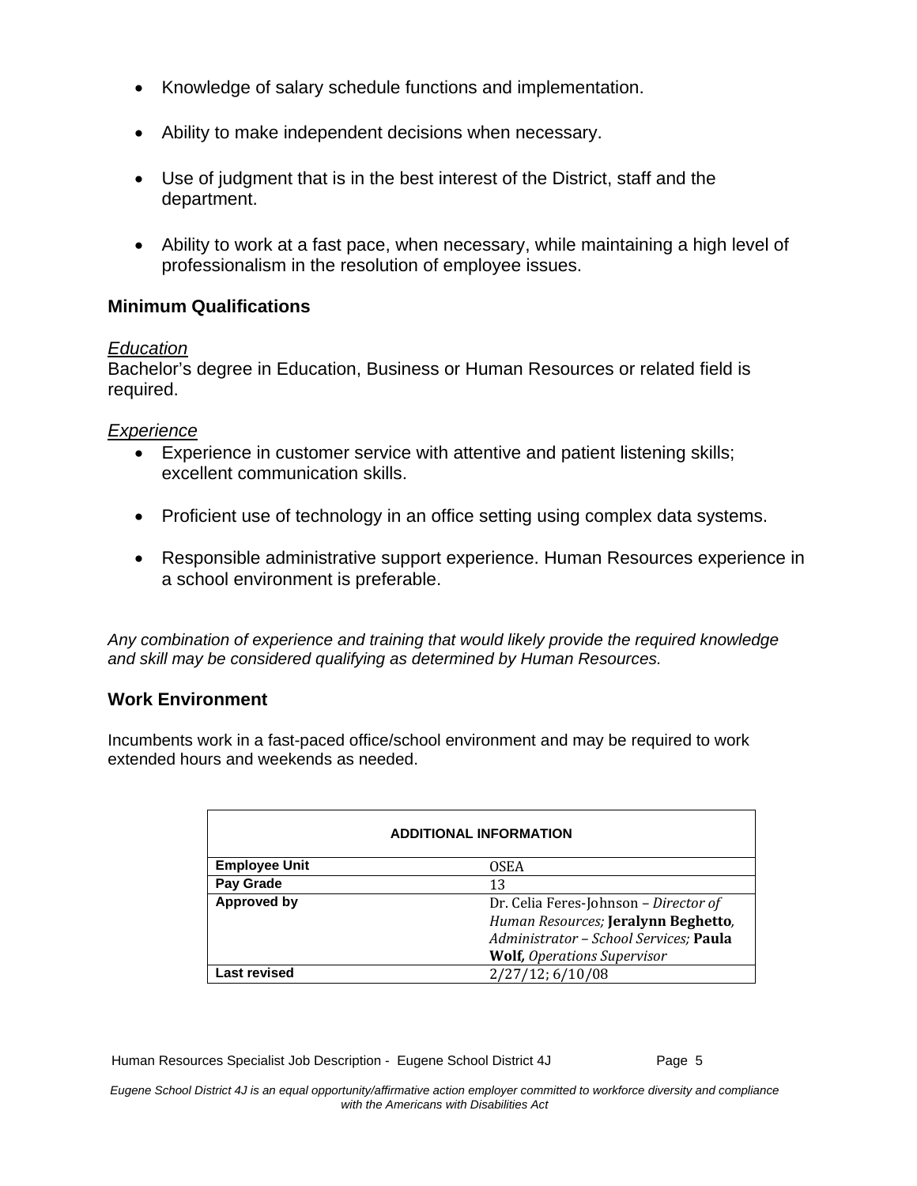- Knowledge of salary schedule functions and implementation.
- Ability to make independent decisions when necessary.
- Use of judgment that is in the best interest of the District, staff and the department.
- Ability to work at a fast pace, when necessary, while maintaining a high level of professionalism in the resolution of employee issues.

## Minimum Qualifications

*Education*
Bachelor's degree in Education, Business or Human Resources or related field is required.

*Experience*

- Experience in customer service with attentive and patient listening skills; excellent communication skills.
- Proficient use of technology in an office setting using complex data systems.
- Responsible administrative support experience. Human Resources experience in a school environment is preferable.

*Any combination of experience and training that would likely provide the required knowledge and skill may be considered qualifying as determined by Human Resources.*

## Work Environment

Incumbents work in a fast-paced office/school environment and may be required to work extended hours and weekends as needed.

| ADDITIONAL INFORMATION | |
|---|---|
| **Employee Unit** | OSEA |
| **Pay Grade** | 13 |
| **Approved by** | Dr. Celia Feres-Johnson – *Director of Human Resources;* **Jeralynn Beghetto**, *Administrator – School Services;* **Paula Wolf,** *Operations Supervisor* |
| **Last revised** | 2/27/12; 6/10/08 |

*Eugene School District 4J is an equal opportunity/affirmative action employer committed to workforce diversity and compliance with the Americans with Disabilities Act*